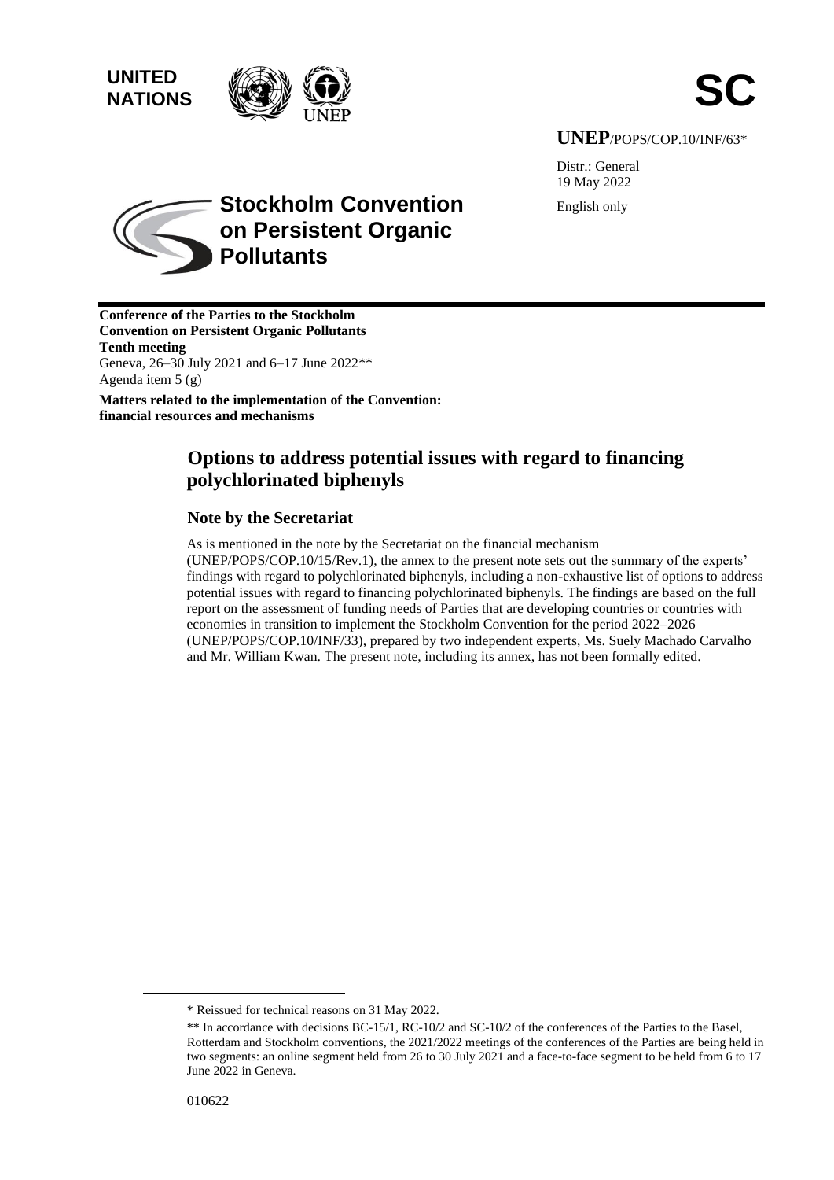UNITED NATIONS

# SC

**UNEP**/POPS/COP.10/INF/63*

Distr.: General
19 May 2022

English only

**Stockholm Convention on Persistent Organic Pollutants**

**Conference of the Parties to the Stockholm Convention on Persistent Organic Pollutants**
**Tenth meeting**
Geneva, 26–30 July 2021 and 6–17 June 2022**
Agenda item 5 (g)

**Matters related to the implementation of the Convention: financial resources and mechanisms**

# Options to address potential issues with regard to financing polychlorinated biphenyls

## Note by the Secretariat

As is mentioned in the note by the Secretariat on the financial mechanism (UNEP/POPS/COP.10/15/Rev.1), the annex to the present note sets out the summary of the experts' findings with regard to polychlorinated biphenyls, including a non-exhaustive list of options to address potential issues with regard to financing polychlorinated biphenyls. The findings are based on the full report on the assessment of funding needs of Parties that are developing countries or countries with economies in transition to implement the Stockholm Convention for the period 2022–2026 (UNEP/POPS/COP.10/INF/33), prepared by two independent experts, Ms. Suely Machado Carvalho and Mr. William Kwan. The present note, including its annex, has not been formally edited.

---

\* Reissued for technical reasons on 31 May 2022.

\*\* In accordance with decisions BC-15/1, RC-10/2 and SC-10/2 of the conferences of the Parties to the Basel, Rotterdam and Stockholm conventions, the 2021/2022 meetings of the conferences of the Parties are being held in two segments: an online segment held from 26 to 30 July 2021 and a face-to-face segment to be held from 6 to 17 June 2022 in Geneva.

010622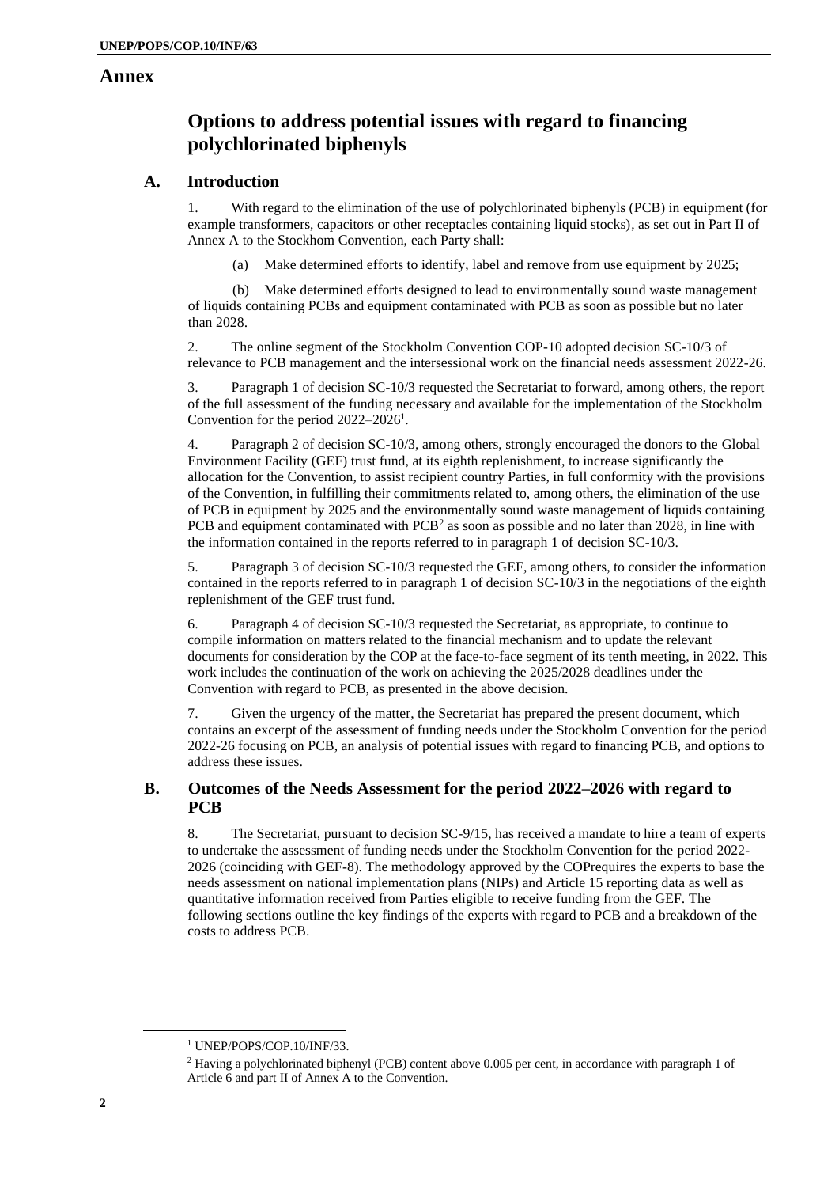# Annex

## Options to address potential issues with regard to financing polychlorinated biphenyls

### A. Introduction

1. With regard to the elimination of the use of polychlorinated biphenyls (PCB) in equipment (for example transformers, capacitors or other receptacles containing liquid stocks), as set out in Part II of Annex A to the Stockhom Convention, each Party shall:

(a) Make determined efforts to identify, label and remove from use equipment by 2025;

(b) Make determined efforts designed to lead to environmentally sound waste management of liquids containing PCBs and equipment contaminated with PCB as soon as possible but no later than 2028.

2. The online segment of the Stockholm Convention COP-10 adopted decision SC-10/3 of relevance to PCB management and the intersessional work on the financial needs assessment 2022-26.

3. Paragraph 1 of decision SC-10/3 requested the Secretariat to forward, among others, the report of the full assessment of the funding necessary and available for the implementation of the Stockholm Convention for the period 2022–2026[1].

4. Paragraph 2 of decision SC-10/3, among others, strongly encouraged the donors to the Global Environment Facility (GEF) trust fund, at its eighth replenishment, to increase significantly the allocation for the Convention, to assist recipient country Parties, in full conformity with the provisions of the Convention, in fulfilling their commitments related to, among others, the elimination of the use of PCB in equipment by 2025 and the environmentally sound waste management of liquids containing PCB and equipment contaminated with PCB[2] as soon as possible and no later than 2028, in line with the information contained in the reports referred to in paragraph 1 of decision SC-10/3.

5. Paragraph 3 of decision SC-10/3 requested the GEF, among others, to consider the information contained in the reports referred to in paragraph 1 of decision SC-10/3 in the negotiations of the eighth replenishment of the GEF trust fund.

6. Paragraph 4 of decision SC-10/3 requested the Secretariat, as appropriate, to continue to compile information on matters related to the financial mechanism and to update the relevant documents for consideration by the COP at the face-to-face segment of its tenth meeting, in 2022. This work includes the continuation of the work on achieving the 2025/2028 deadlines under the Convention with regard to PCB, as presented in the above decision.

7. Given the urgency of the matter, the Secretariat has prepared the present document, which contains an excerpt of the assessment of funding needs under the Stockholm Convention for the period 2022-26 focusing on PCB, an analysis of potential issues with regard to financing PCB, and options to address these issues.

### B. Outcomes of the Needs Assessment for the period 2022–2026 with regard to PCB

8. The Secretariat, pursuant to decision SC-9/15, has received a mandate to hire a team of experts to undertake the assessment of funding needs under the Stockholm Convention for the period 2022-2026 (coinciding with GEF-8). The methodology approved by the COPrequires the experts to base the needs assessment on national implementation plans (NIPs) and Article 15 reporting data as well as quantitative information received from Parties eligible to receive funding from the GEF. The following sections outline the key findings of the experts with regard to PCB and a breakdown of the costs to address PCB.

---

[1] UNEP/POPS/COP.10/INF/33.

[2] Having a polychlorinated biphenyl (PCB) content above 0.005 per cent, in accordance with paragraph 1 of Article 6 and part II of Annex A to the Convention.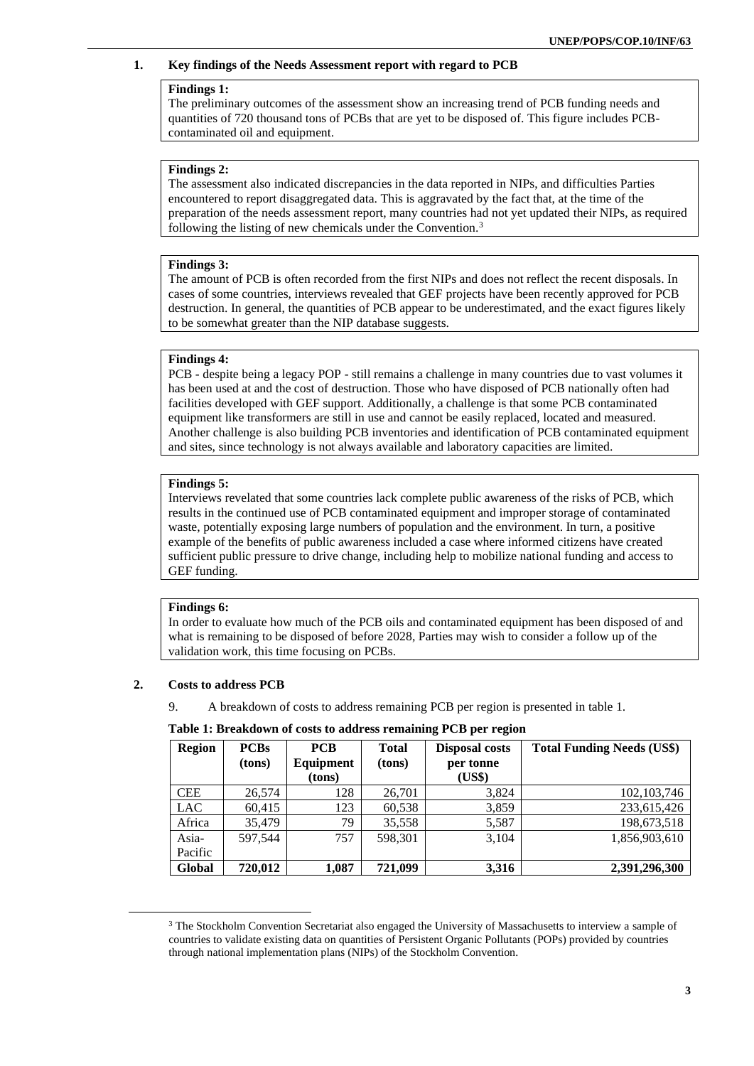## 1. Key findings of the Needs Assessment report with regard to PCB

**Findings 1:**
The preliminary outcomes of the assessment show an increasing trend of PCB funding needs and quantities of 720 thousand tons of PCBs that are yet to be disposed of. This figure includes PCB-contaminated oil and equipment.

**Findings 2:**
The assessment also indicated discrepancies in the data reported in NIPs, and difficulties Parties encountered to report disaggregated data. This is aggravated by the fact that, at the time of the preparation of the needs assessment report, many countries had not yet updated their NIPs, as required following the listing of new chemicals under the Convention.[3]

**Findings 3:**
The amount of PCB is often recorded from the first NIPs and does not reflect the recent disposals. In cases of some countries, interviews revealed that GEF projects have been recently approved for PCB destruction. In general, the quantities of PCB appear to be underestimated, and the exact figures likely to be somewhat greater than the NIP database suggests.

**Findings 4:**
PCB - despite being a legacy POP - still remains a challenge in many countries due to vast volumes it has been used at and the cost of destruction. Those who have disposed of PCB nationally often had facilities developed with GEF support. Additionally, a challenge is that some PCB contaminated equipment like transformers are still in use and cannot be easily replaced, located and measured. Another challenge is also building PCB inventories and identification of PCB contaminated equipment and sites, since technology is not always available and laboratory capacities are limited.

**Findings 5:**
Interviews revelated that some countries lack complete public awareness of the risks of PCB, which results in the continued use of PCB contaminated equipment and improper storage of contaminated waste, potentially exposing large numbers of population and the environment. In turn, a positive example of the benefits of public awareness included a case where informed citizens have created sufficient public pressure to drive change, including help to mobilize national funding and access to GEF funding.

**Findings 6:**
In order to evaluate how much of the PCB oils and contaminated equipment has been disposed of and what is remaining to be disposed of before 2028, Parties may wish to consider a follow up of the validation work, this time focusing on PCBs.

## 2. Costs to address PCB

9. A breakdown of costs to address remaining PCB per region is presented in table 1.

**Table 1: Breakdown of costs to address remaining PCB per region**

| Region | PCBs (tons) | PCB Equipment (tons) | Total (tons) | Disposal costs per tonne (US$) | Total Funding Needs (US$) |
|---|---|---|---|---|---|
| CEE | 26,574 | 128 | 26,701 | 3,824 | 102,103,746 |
| LAC | 60,415 | 123 | 60,538 | 3,859 | 233,615,426 |
| Africa | 35,479 | 79 | 35,558 | 5,587 | 198,673,518 |
| Asia-Pacific | 597,544 | 757 | 598,301 | 3,104 | 1,856,903,610 |
| **Global** | **720,012** | **1,087** | **721,099** | **3,316** | **2,391,296,300** |

[3] The Stockholm Convention Secretariat also engaged the University of Massachusetts to interview a sample of countries to validate existing data on quantities of Persistent Organic Pollutants (POPs) provided by countries through national implementation plans (NIPs) of the Stockholm Convention.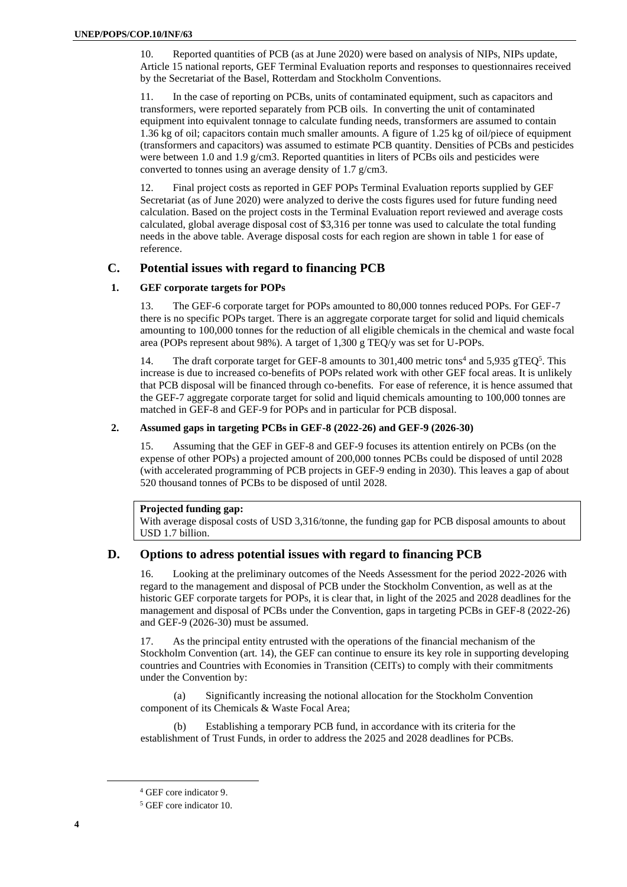10. Reported quantities of PCB (as at June 2020) were based on analysis of NIPs, NIPs update, Article 15 national reports, GEF Terminal Evaluation reports and responses to questionnaires received by the Secretariat of the Basel, Rotterdam and Stockholm Conventions.

11. In the case of reporting on PCBs, units of contaminated equipment, such as capacitors and transformers, were reported separately from PCB oils. In converting the unit of contaminated equipment into equivalent tonnage to calculate funding needs, transformers are assumed to contain 1.36 kg of oil; capacitors contain much smaller amounts. A figure of 1.25 kg of oil/piece of equipment (transformers and capacitors) was assumed to estimate PCB quantity. Densities of PCBs and pesticides were between 1.0 and 1.9 g/cm3. Reported quantities in liters of PCBs oils and pesticides were converted to tonnes using an average density of 1.7 g/cm3.

12. Final project costs as reported in GEF POPs Terminal Evaluation reports supplied by GEF Secretariat (as of June 2020) were analyzed to derive the costs figures used for future funding need calculation. Based on the project costs in the Terminal Evaluation report reviewed and average costs calculated, global average disposal cost of $3,316 per tonne was used to calculate the total funding needs in the above table. Average disposal costs for each region are shown in table 1 for ease of reference.

## C. Potential issues with regard to financing PCB

### 1. GEF corporate targets for POPs

13. The GEF-6 corporate target for POPs amounted to 80,000 tonnes reduced POPs. For GEF-7 there is no specific POPs target. There is an aggregate corporate target for solid and liquid chemicals amounting to 100,000 tonnes for the reduction of all eligible chemicals in the chemical and waste focal area (POPs represent about 98%). A target of 1,300 g TEQ/y was set for U-POPs.

14. The draft corporate target for GEF-8 amounts to 301,400 metric tons[4] and 5,935 gTEQ[5]. This increase is due to increased co-benefits of POPs related work with other GEF focal areas. It is unlikely that PCB disposal will be financed through co-benefits. For ease of reference, it is hence assumed that the GEF-7 aggregate corporate target for solid and liquid chemicals amounting to 100,000 tonnes are matched in GEF-8 and GEF-9 for POPs and in particular for PCB disposal.

### 2. Assumed gaps in targeting PCBs in GEF-8 (2022-26) and GEF-9 (2026-30)

15. Assuming that the GEF in GEF-8 and GEF-9 focuses its attention entirely on PCBs (on the expense of other POPs) a projected amount of 200,000 tonnes PCBs could be disposed of until 2028 (with accelerated programming of PCB projects in GEF-9 ending in 2030). This leaves a gap of about 520 thousand tonnes of PCBs to be disposed of until 2028.

**Projected funding gap:**
With average disposal costs of USD 3,316/tonne, the funding gap for PCB disposal amounts to about USD 1.7 billion.

## D. Options to adress potential issues with regard to financing PCB

16. Looking at the preliminary outcomes of the Needs Assessment for the period 2022-2026 with regard to the management and disposal of PCB under the Stockholm Convention, as well as at the historic GEF corporate targets for POPs, it is clear that, in light of the 2025 and 2028 deadlines for the management and disposal of PCBs under the Convention, gaps in targeting PCBs in GEF-8 (2022-26) and GEF-9 (2026-30) must be assumed.

17. As the principal entity entrusted with the operations of the financial mechanism of the Stockholm Convention (art. 14), the GEF can continue to ensure its key role in supporting developing countries and Countries with Economies in Transition (CEITs) to comply with their commitments under the Convention by:

(a) Significantly increasing the notional allocation for the Stockholm Convention component of its Chemicals & Waste Focal Area;

(b) Establishing a temporary PCB fund, in accordance with its criteria for the establishment of Trust Funds, in order to address the 2025 and 2028 deadlines for PCBs.

---

[4] GEF core indicator 9.

[5] GEF core indicator 10.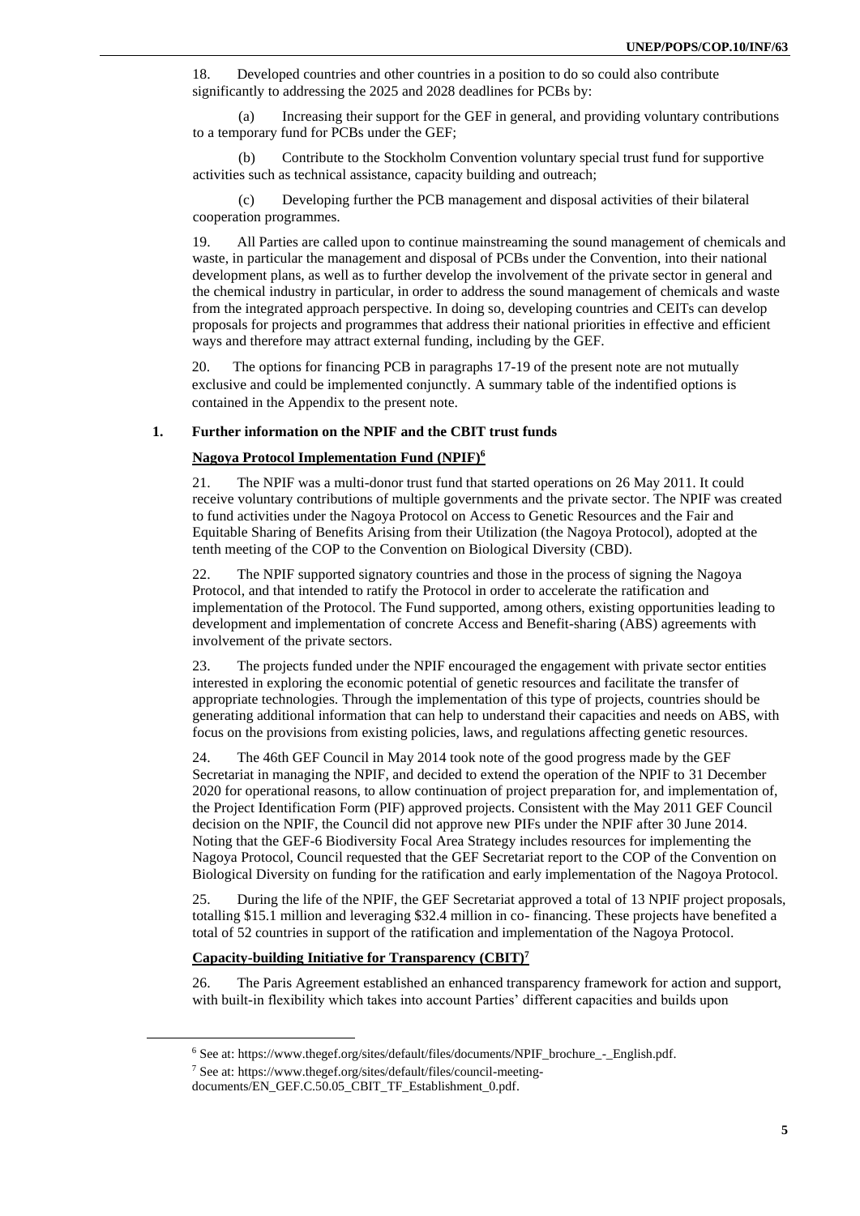18. Developed countries and other countries in a position to do so could also contribute significantly to addressing the 2025 and 2028 deadlines for PCBs by:

(a) Increasing their support for the GEF in general, and providing voluntary contributions to a temporary fund for PCBs under the GEF;

(b) Contribute to the Stockholm Convention voluntary special trust fund for supportive activities such as technical assistance, capacity building and outreach;

(c) Developing further the PCB management and disposal activities of their bilateral cooperation programmes.

19. All Parties are called upon to continue mainstreaming the sound management of chemicals and waste, in particular the management and disposal of PCBs under the Convention, into their national development plans, as well as to further develop the involvement of the private sector in general and the chemical industry in particular, in order to address the sound management of chemicals and waste from the integrated approach perspective. In doing so, developing countries and CEITs can develop proposals for projects and programmes that address their national priorities in effective and efficient ways and therefore may attract external funding, including by the GEF.

20. The options for financing PCB in paragraphs 17-19 of the present note are not mutually exclusive and could be implemented conjunctly. A summary table of the indentified options is contained in the Appendix to the present note.

### 1. Further information on the NPIF and the CBIT trust funds

**Nagoya Protocol Implementation Fund (NPIF)[6]**

21. The NPIF was a multi-donor trust fund that started operations on 26 May 2011. It could receive voluntary contributions of multiple governments and the private sector. The NPIF was created to fund activities under the Nagoya Protocol on Access to Genetic Resources and the Fair and Equitable Sharing of Benefits Arising from their Utilization (the Nagoya Protocol), adopted at the tenth meeting of the COP to the Convention on Biological Diversity (CBD).

22. The NPIF supported signatory countries and those in the process of signing the Nagoya Protocol, and that intended to ratify the Protocol in order to accelerate the ratification and implementation of the Protocol. The Fund supported, among others, existing opportunities leading to development and implementation of concrete Access and Benefit-sharing (ABS) agreements with involvement of the private sectors.

23. The projects funded under the NPIF encouraged the engagement with private sector entities interested in exploring the economic potential of genetic resources and facilitate the transfer of appropriate technologies. Through the implementation of this type of projects, countries should be generating additional information that can help to understand their capacities and needs on ABS, with focus on the provisions from existing policies, laws, and regulations affecting genetic resources.

24. The 46th GEF Council in May 2014 took note of the good progress made by the GEF Secretariat in managing the NPIF, and decided to extend the operation of the NPIF to 31 December 2020 for operational reasons, to allow continuation of project preparation for, and implementation of, the Project Identification Form (PIF) approved projects. Consistent with the May 2011 GEF Council decision on the NPIF, the Council did not approve new PIFs under the NPIF after 30 June 2014. Noting that the GEF-6 Biodiversity Focal Area Strategy includes resources for implementing the Nagoya Protocol, Council requested that the GEF Secretariat report to the COP of the Convention on Biological Diversity on funding for the ratification and early implementation of the Nagoya Protocol.

25. During the life of the NPIF, the GEF Secretariat approved a total of 13 NPIF project proposals, totalling $15.1 million and leveraging $32.4 million in co- financing. These projects have benefited a total of 52 countries in support of the ratification and implementation of the Nagoya Protocol.

**Capacity-building Initiative for Transparency (CBIT)[7]**

26. The Paris Agreement established an enhanced transparency framework for action and support, with built-in flexibility which takes into account Parties' different capacities and builds upon

---

[6] See at: https://www.thegef.org/sites/default/files/documents/NPIF_brochure_-_English.pdf.

[7] See at: https://www.thegef.org/sites/default/files/council-meeting-documents/EN_GEF.C.50.05_CBIT_TF_Establishment_0.pdf.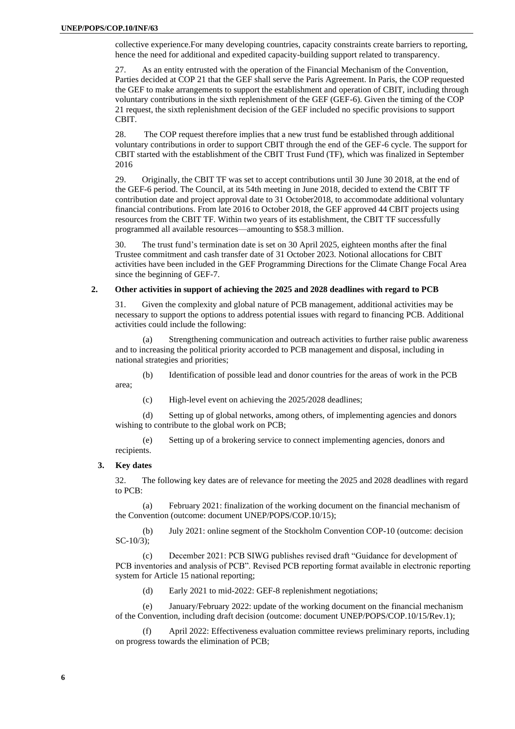collective experience.For many developing countries, capacity constraints create barriers to reporting, hence the need for additional and expedited capacity-building support related to transparency.

27. As an entity entrusted with the operation of the Financial Mechanism of the Convention, Parties decided at COP 21 that the GEF shall serve the Paris Agreement. In Paris, the COP requested the GEF to make arrangements to support the establishment and operation of CBIT, including through voluntary contributions in the sixth replenishment of the GEF (GEF-6). Given the timing of the COP 21 request, the sixth replenishment decision of the GEF included no specific provisions to support CBIT.

28. The COP request therefore implies that a new trust fund be established through additional voluntary contributions in order to support CBIT through the end of the GEF-6 cycle. The support for CBIT started with the establishment of the CBIT Trust Fund (TF), which was finalized in September 2016

29. Originally, the CBIT TF was set to accept contributions until 30 June 30 2018, at the end of the GEF-6 period. The Council, at its 54th meeting in June 2018, decided to extend the CBIT TF contribution date and project approval date to 31 October2018, to accommodate additional voluntary financial contributions. From late 2016 to October 2018, the GEF approved 44 CBIT projects using resources from the CBIT TF. Within two years of its establishment, the CBIT TF successfully programmed all available resources—amounting to $58.3 million.

30. The trust fund's termination date is set on 30 April 2025, eighteen months after the final Trustee commitment and cash transfer date of 31 October 2023. Notional allocations for CBIT activities have been included in the GEF Programming Directions for the Climate Change Focal Area since the beginning of GEF-7.

### 2. Other activities in support of achieving the 2025 and 2028 deadlines with regard to PCB

31. Given the complexity and global nature of PCB management, additional activities may be necessary to support the options to address potential issues with regard to financing PCB. Additional activities could include the following:

(a) Strengthening communication and outreach activities to further raise public awareness and to increasing the political priority accorded to PCB management and disposal, including in national strategies and priorities;

(b) Identification of possible lead and donor countries for the areas of work in the PCB area;

(c) High-level event on achieving the 2025/2028 deadlines;

(d) Setting up of global networks, among others, of implementing agencies and donors wishing to contribute to the global work on PCB;

(e) Setting up of a brokering service to connect implementing agencies, donors and recipients.

### 3. Key dates

32. The following key dates are of relevance for meeting the 2025 and 2028 deadlines with regard to PCB:

(a) February 2021: finalization of the working document on the financial mechanism of the Convention (outcome: document UNEP/POPS/COP.10/15);

(b) July 2021: online segment of the Stockholm Convention COP-10 (outcome: decision SC-10/3);

(c) December 2021: PCB SIWG publishes revised draft "Guidance for development of PCB inventories and analysis of PCB". Revised PCB reporting format available in electronic reporting system for Article 15 national reporting;

(d) Early 2021 to mid-2022: GEF-8 replenishment negotiations;

(e) January/February 2022: update of the working document on the financial mechanism of the Convention, including draft decision (outcome: document UNEP/POPS/COP.10/15/Rev.1);

(f) April 2022: Effectiveness evaluation committee reviews preliminary reports, including on progress towards the elimination of PCB;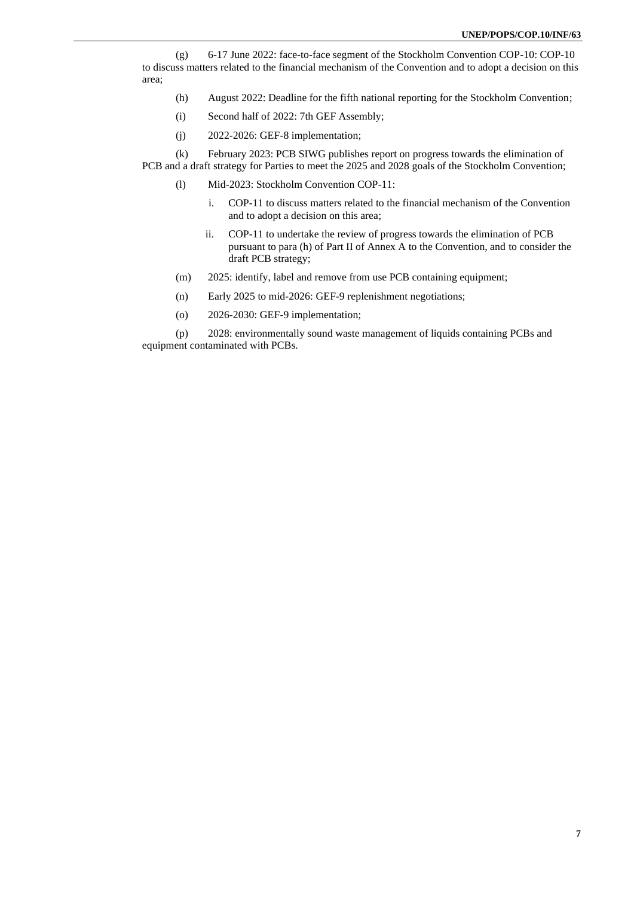(g) 6-17 June 2022: face-to-face segment of the Stockholm Convention COP-10: COP-10 to discuss matters related to the financial mechanism of the Convention and to adopt a decision on this area;

(h) August 2022: Deadline for the fifth national reporting for the Stockholm Convention;

(i) Second half of 2022: 7th GEF Assembly;

(j) 2022-2026: GEF-8 implementation;

(k) February 2023: PCB SIWG publishes report on progress towards the elimination of PCB and a draft strategy for Parties to meet the 2025 and 2028 goals of the Stockholm Convention;

(l) Mid-2023: Stockholm Convention COP-11:

i. COP-11 to discuss matters related to the financial mechanism of the Convention and to adopt a decision on this area;

ii. COP-11 to undertake the review of progress towards the elimination of PCB pursuant to para (h) of Part II of Annex A to the Convention, and to consider the draft PCB strategy;

(m) 2025: identify, label and remove from use PCB containing equipment;

(n) Early 2025 to mid-2026: GEF-9 replenishment negotiations;

(o) 2026-2030: GEF-9 implementation;

(p) 2028: environmentally sound waste management of liquids containing PCBs and equipment contaminated with PCBs.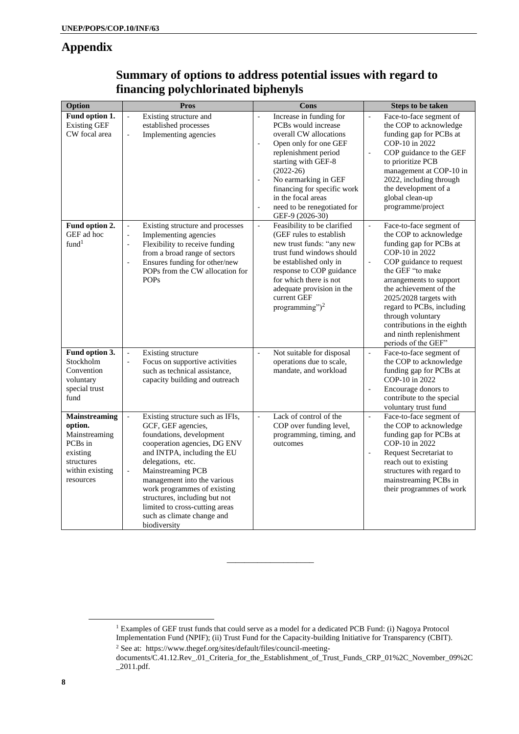# Appendix

## Summary of options to address potential issues with regard to financing polychlorinated biphenyls

| Option | Pros | Cons | Steps to be taken |
|---|---|---|---|
| **Fund option 1.** Existing GEF CW focal area | - Existing structure and established processes<br>- Implementing agencies | - Increase in funding for PCBs would increase overall CW allocations<br>- Open only for one GEF replenishment period starting with GEF-8 (2022-26)<br>- No earmarking in GEF financing for specific work in the focal areas<br>- need to be renegotiated for GEF-9 (2026-30) | - Face-to-face segment of the COP to acknowledge funding gap for PCBs at COP-10 in 2022<br>- COP guidance to the GEF to prioritize PCB management at COP-10 in 2022, including through the development of a global clean-up programme/project |
| **Fund option 2.** GEF ad hoc fund[1] | - Existing structure and processes<br>- Implementing agencies<br>- Flexibility to receive funding from a broad range of sectors<br>- Ensures funding for other/new POPs from the CW allocation for POPs | - Feasibility to be clarified (GEF rules to establish new trust funds: "any new trust fund windows should be established only in response to COP guidance for which there is not adequate provision in the current GEF programming")[2] | - Face-to-face segment of the COP to acknowledge funding gap for PCBs at COP-10 in 2022<br>- COP guidance to request the GEF "to make arrangements to support the achievement of the 2025/2028 targets with regard to PCBs, including through voluntary contributions in the eighth and ninth replenishment periods of the GEF" |
| **Fund option 3.** Stockholm Convention voluntary special trust fund | - Existing structure<br>- Focus on supportive activities such as technical assistance, capacity building and outreach | - Not suitable for disposal operations due to scale, mandate, and workload | - Face-to-face segment of the COP to acknowledge funding gap for PCBs at COP-10 in 2022<br>- Encourage donors to contribute to the special voluntary trust fund |
| **Mainstreaming option.** Mainstreaming PCBs in existing structures within existing resources | - Existing structure such as IFIs, GCF, GEF agencies, foundations, development cooperation agencies, DG ENV and INTPA, including the EU delegations, etc.<br>- Mainstreaming PCB management into the various work programmes of existing structures, including but not limited to cross-cutting areas such as climate change and biodiversity | - Lack of control of the COP over funding level, programming, timing, and outcomes | - Face-to-face segment of the COP to acknowledge funding gap for PCBs at COP-10 in 2022<br>- Request Secretariat to reach out to existing structures with regard to mainstreaming PCBs in their programmes of work |

___________________

[1] Examples of GEF trust funds that could serve as a model for a dedicated PCB Fund: (i) Nagoya Protocol Implementation Fund (NPIF); (ii) Trust Fund for the Capacity-building Initiative for Transparency (CBIT).

[2] See at: https://www.thegef.org/sites/default/files/council-meeting-documents/C.41.12.Rev_.01_Criteria_for_the_Establishment_of_Trust_Funds_CRP_01%2C_November_09%2C_2011.pdf.